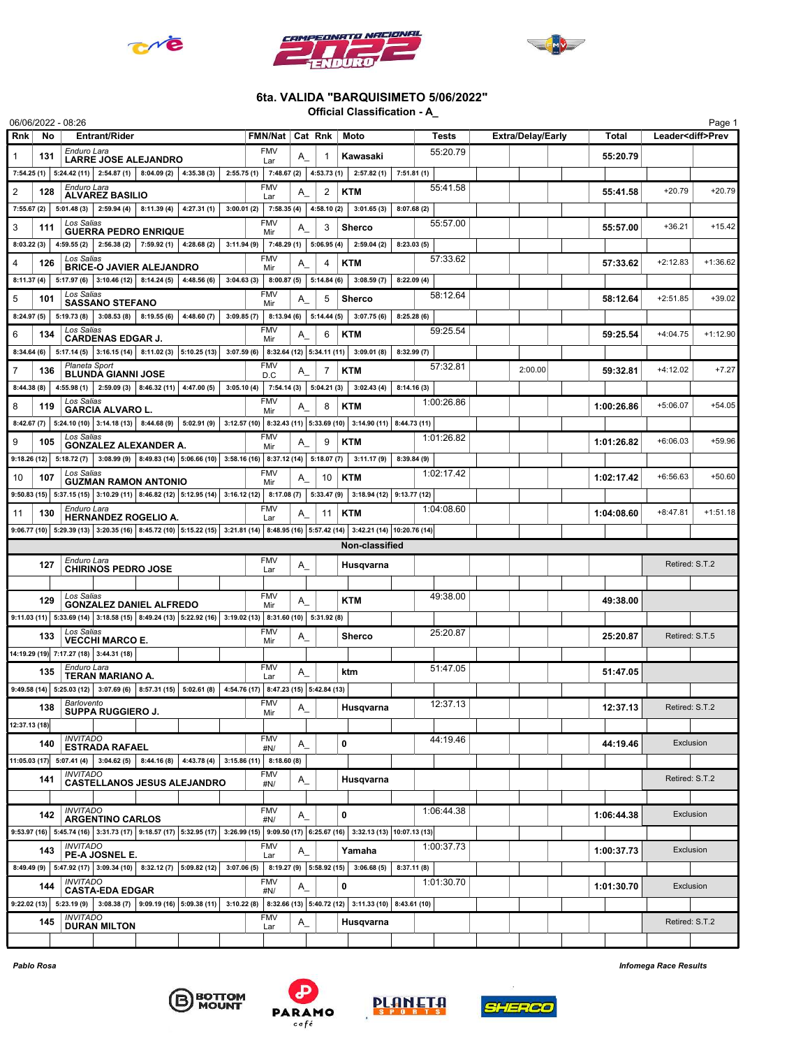## 6ta. VALIDA "BARQUISIMETO 5/06/2022"

### Official Classification - A_

06/06/2022 - 08:26

| Rnk | No | Entrant/Rider | FMN/Nat | Cat | Rnk | Moto | Tests | Extra/Delay/Early | Total | Leader<diff>Prev | |
|---|---|---|---|---|---|---|---|---|---|---|---|
| 1 | 131 | Enduro Lara<br>**LARRE JOSE ALEJANDRO** | FMV Lar | A_ | 1 | Kawasaki | 55:20.79 | | **55:20.79** | | |
| | | 7:54.25 (1) · 5:24.42 (11) · 2:54.87 (1) · 8:04.09 (2) · 4:35.38 (3) · 2:55.75 (1) · 7:48.67 (2) · 4:53.73 (1) · 2:57.82 (1) · 7:51.81 (1) | | | | | | | | | |
| 2 | 128 | Enduro Lara<br>**ALVAREZ BASILIO** | FMV Lar | A_ | 2 | KTM | 55:41.58 | | **55:41.58** | +20.79 | +20.79 |
| | | 7:55.67 (2) · 5:01.48 (3) · 2:59.94 (4) · 8:11.39 (4) · 4:27.31 (1) · 3:00.01 (2) · 7:58.35 (4) · 4:58.10 (2) · 3:01.65 (3) · 8:07.68 (2) | | | | | | | | | |
| 3 | 111 | Los Salias<br>**GUERRA PEDRO ENRIQUE** | FMV Mir | A_ | 3 | Sherco | 55:57.00 | | **55:57.00** | +36.21 | +15.42 |
| | | 8:03.22 (3) · 4:59.55 (2) · 2:56.38 (2) · 7:59.92 (1) · 4:28.68 (2) · 3:11.94 (9) · 7:48.29 (1) · 5:06.95 (4) · 2:59.04 (2) · 8:23.03 (5) | | | | | | | | | |
| 4 | 126 | Los Salias<br>**BRICE-O JAVIER ALEJANDRO** | FMV Mir | A_ | 4 | KTM | 57:33.62 | | **57:33.62** | +2:12.83 | +1:36.62 |
| | | 8:11.37 (4) · 5:17.97 (6) · 3:10.46 (12) · 8:14.24 (5) · 4:48.56 (6) · 3:04.63 (3) · 8:00.87 (5) · 5:14.84 (6) · 3:08.59 (7) · 8:22.09 (4) | | | | | | | | | |
| 5 | 101 | Los Salias<br>**SASSANO STEFANO** | FMV Mir | A_ | 5 | Sherco | 58:12.64 | | **58:12.64** | +2:51.85 | +39.02 |
| | | 8:24.97 (5) · 5:19.73 (8) · 3:08.53 (8) · 8:19.55 (6) · 4:48.60 (7) · 3:09.85 (7) · 8:13.94 (6) · 5:14.44 (5) · 3:07.75 (6) · 8:25.28 (6) | | | | | | | | | |
| 6 | 134 | Los Salias<br>**CARDENAS EDGAR J.** | FMV Mir | A_ | 6 | KTM | 59:25.54 | | **59:25.54** | +4:04.75 | +1:12.90 |
| | | 8:34.64 (6) · 5:17.14 (5) · 3:16.15 (14) · 8:11.02 (3) · 5:10.25 (13) · 3:07.59 (6) · 8:32.64 (12) · 5:34.11 (11) · 3:09.01 (8) · 8:32.99 (7) | | | | | | | | | |
| 7 | 136 | Planeta Sport<br>**BLUNDA GIANNI JOSE** | FMV D.C | A_ | 7 | KTM | 57:32.81 | 2:00.00 | **59:32.81** | +4:12.02 | +7.27 |
| | | 8:44.38 (8) · 4:55.98 (1) · 2:59.09 (3) · 8:46.32 (11) · 4:47.00 (5) · 3:05.10 (4) · 7:54.14 (3) · 5:04.21 (3) · 3:02.43 (4) · 8:14.16 (3) | | | | | | | | | |
| 8 | 119 | Los Salias<br>**GARCIA ALVARO L.** | FMV Mir | A_ | 8 | KTM | 1:00:26.86 | | **1:00:26.86** | +5:06.07 | +54.05 |
| | | 8:42.67 (7) · 5:24.10 (10) · 3:14.18 (13) · 8:44.68 (9) · 5:02.91 (9) · 3:12.57 (10) · 8:32.43 (11) · 5:33.69 (10) · 3:14.90 (11) · 8:44.73 (11) | | | | | | | | | |
| 9 | 105 | Los Salias<br>**GONZALEZ ALEXANDER A.** | FMV Mir | A_ | 9 | KTM | 1:01:26.82 | | **1:01:26.82** | +6:06.03 | +59.96 |
| | | 9:18.26 (12) · 5:18.72 (7) · 3:08.99 (9) · 8:49.83 (14) · 5:06.66 (10) · 3:58.16 (16) · 8:37.12 (14) · 5:18.07 (7) · 3:11.17 (9) · 8:39.84 (9) | | | | | | | | | |
| 10 | 107 | Los Salias<br>**GUZMAN RAMON ANTONIO** | FMV Mir | A_ | 10 | KTM | 1:02:17.42 | | **1:02:17.42** | +6:56.63 | +50.60 |
| | | 9:50.83 (15) · 5:37.15 (15) · 3:10.29 (11) · 8:46.82 (12) · 5:12.95 (14) · 3:16.12 (12) · 8:17.08 (7) · 5:33.47 (9) · 3:18.94 (12) · 9:13.77 (12) | | | | | | | | | |
| 11 | 130 | Enduro Lara<br>**HERNANDEZ ROGELIO A.** | FMV Lar | A_ | 11 | KTM | 1:04:08.60 | | **1:04:08.60** | +8:47.81 | +1:51.18 |
| | | 9:06.77 (10) · 5:29.39 (13) · 3:20.35 (16) · 8:45.72 (10) · 5:15.22 (15) · 3:21.81 (14) · 8:48.95 (16) · 5:57.42 (14) · 3:42.21 (14) · 10:20.76 (14) | | | | | | | | | |
| **Non-classified** | | | | | | | | | | | |
| | 127 | Enduro Lara<br>**CHIRINOS PEDRO JOSE** | FMV Lar | A_ | | Husqvarna | | | | Retired: S.T.2 | |
| | 129 | Los Salias<br>**GONZALEZ DANIEL ALFREDO** | FMV Mir | A_ | | KTM | 49:38.00 | | **49:38.00** | | |
| | | 9:11.03 (11) · 5:33.69 (14) · 3:18.58 (15) · 8:49.24 (13) · 5:22.92 (16) · 3:19.02 (13) · 8:31.60 (10) · 5:31.92 (8) | | | | | | | | | |
| | 133 | Los Salias<br>**VECCHI MARCO E.** | FMV Mir | A_ | | Sherco | 25:20.87 | | **25:20.87** | Retired: S.T.5 | |
| | | 14:19.29 (19) · 7:17.27 (18) · 3:44.31 (18) | | | | | | | | | |
| | 135 | Enduro Lara<br>**TERAN MARIANO A.** | FMV Lar | A_ | | ktm | 51:47.05 | | **51:47.05** | | |
| | | 9:49.58 (14) · 5:25.03 (12) · 3:07.69 (6) · 8:57.31 (15) · 5:02.61 (8) · 4:54.76 (17) · 8:47.23 (15) · 5:42.84 (13) | | | | | | | | | |
| | 138 | Barlovento<br>**SUPPA RUGGIERO J.** | FMV Mir | A_ | | Husqvarna | 12:37.13 | | **12:37.13** | Retired: S.T.2 | |
| | | 12:37.13 (18) | | | | | | | | | |
| | 140 | INVITADO<br>**ESTRADA RAFAEL** | FMV #N/ | A_ | | 0 | 44:19.46 | | **44:19.46** | Exclusion | |
| | | 11:05.03 (17) · 5:07.41 (4) · 3:04.62 (5) · 8:44.16 (8) · 4:43.78 (4) · 3:15.86 (11) · 8:18.60 (8) | | | | | | | | | |
| | 141 | INVITADO<br>**CASTELLANOS JESUS ALEJANDRO** | FMV #N/ | A_ | | Husqvarna | | | | Retired: S.T.2 | |
| | 142 | INVITADO<br>**ARGENTINO CARLOS** | FMV #N/ | A_ | | 0 | 1:06:44.38 | | **1:06:44.38** | Exclusion | |
| | | 9:53.97 (16) · 5:45.74 (16) · 3:31.73 (17) · 9:18.57 (17) · 5:32.95 (17) · 3:26.99 (15) · 9:09.50 (17) · 6:25.67 (16) · 3:32.13 (13) · 10:07.13 (13) | | | | | | | | | |
| | 143 | INVITADO<br>**PE-A JOSNEL E.** | FMV Lar | A_ | | Yamaha | 1:00:37.73 | | **1:00:37.73** | Exclusion | |
| | | 8:49.49 (9) · 5:47.92 (17) · 3:09.34 (10) · 8:32.12 (7) · 5:09.82 (12) · 3:07.06 (5) · 8:19.27 (9) · 5:58.92 (15) · 3:06.68 (5) · 8:37.11 (8) | | | | | | | | | |
| | 144 | INVITADO<br>**CASTA-EDA EDGAR** | FMV #N/ | A_ | | 0 | 1:01:30.70 | | **1:01:30.70** | Exclusion | |
| | | 9:22.02 (13) · 5:23.19 (9) · 3:08.38 (7) · 9:09.19 (16) · 5:09.38 (11) · 3:10.22 (8) · 8:32.66 (13) · 5:40.72 (12) · 3:11.33 (10) · 8:43.61 (10) | | | | | | | | | |
| | 145 | INVITADO<br>**DURAN MILTON** | FMV Lar | A_ | | Husqvarna | | | | Retired: S.T.2 | |

*Pablo Rosa*

*Infomega Race Results*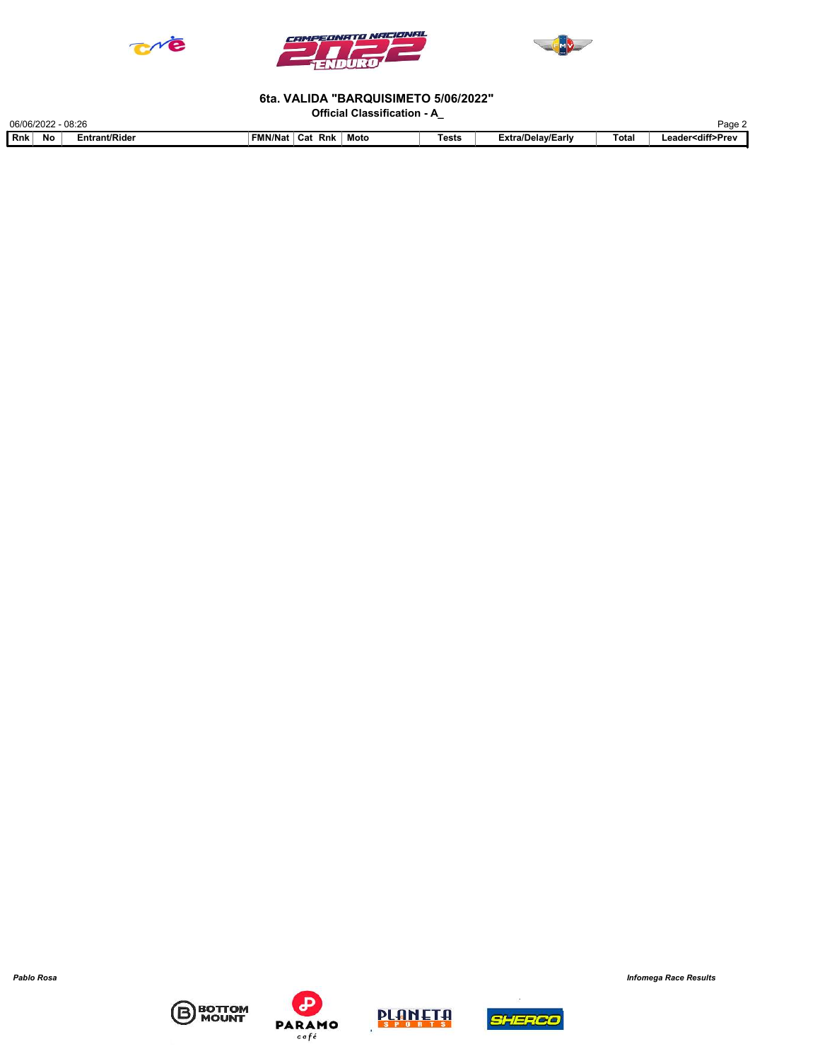### 6ta. VALIDA "BARQUISIMETO 5/06/2022"

**Official Classification - A_**

06/06/2022 - 08:26

| Rnk | No | Entrant/Rider | FMN/Nat | Cat Rnk | Moto | Tests | Extra/Delay/Early | Total | Leader<diff>Prev |
|---|---|---|---|---|---|---|---|---|---|

*Pablo Rosa*

*Infomega Race Results*